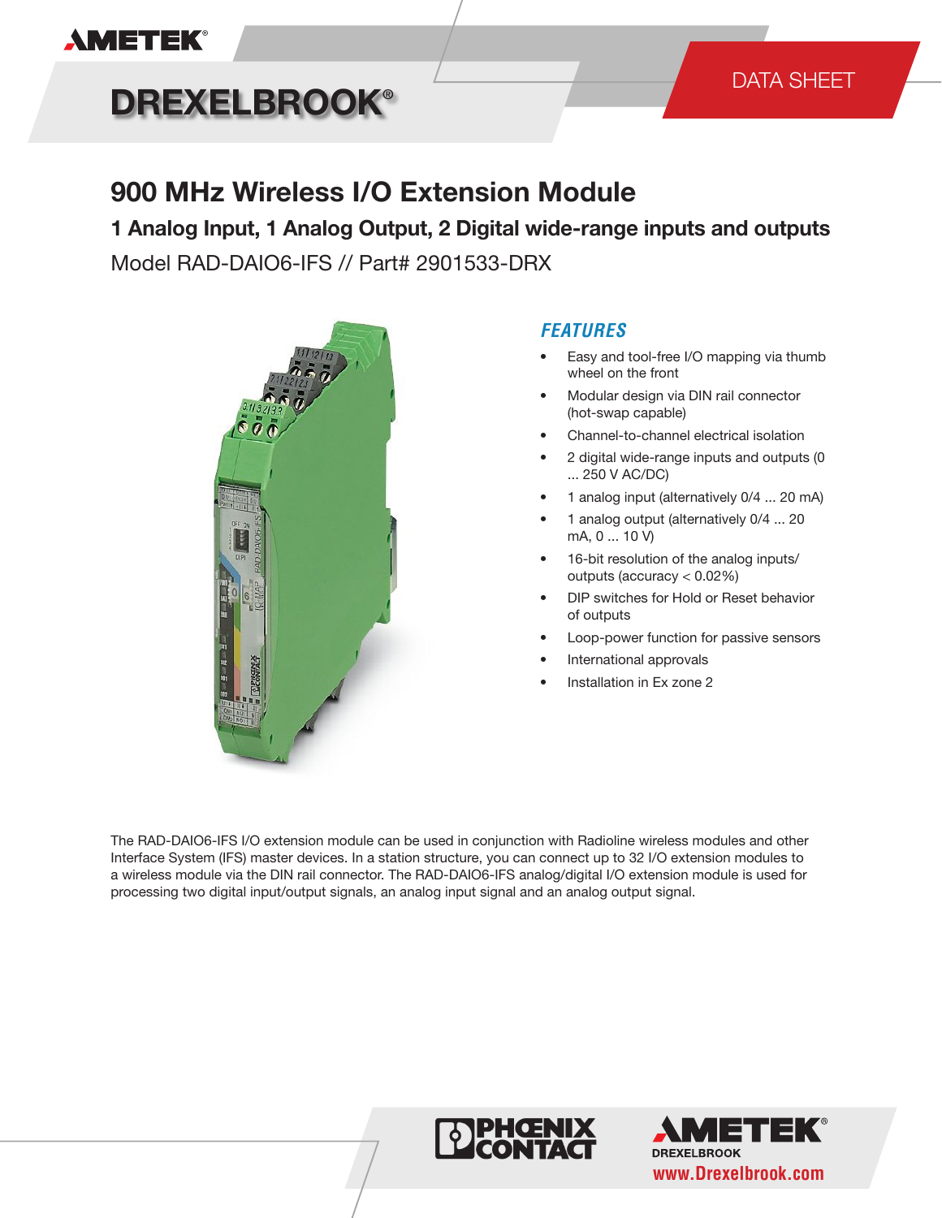AMETEK

DREXELBROOK

DATA SHEET

# 900 MHz Wireless I/O Extension Module

## 1 Analog Input, 1 Analog Output, 2 Digital wide-range inputs and outputs

Model RAD-DAIO6-IFS // Part# 2901533-DRX

### *FEATURES*

- Easy and tool-free I/O mapping via thumb wheel on the front
- Modular design via DIN rail connector (hot-swap capable)
- Channel-to-channel electrical isolation
- 2 digital wide-range inputs and outputs (0 ... 250 V AC/DC)
- 1 analog input (alternatively 0/4 ... 20 mA)
- 1 analog output (alternatively 0/4 ... 20 mA, 0 ... 10 V)
- 16-bit resolution of the analog inputs/ outputs (accuracy < 0.02%)
- DIP switches for Hold or Reset behavior of outputs
- Loop-power function for passive sensors
- International approvals
- Installation in Ex zone 2

The RAD-DAIO6-IFS I/O extension module can be used in conjunction with Radioline wireless modules and other Interface System (IFS) master devices. In a station structure, you can connect up to 32 I/O extension modules to a wireless module via the DIN rail connector. The RAD-DAIO6-IFS analog/digital I/O extension module is used for processing two digital input/output signals, an analog input signal and an analog output signal.

PHOENIX CONTACT

AMETEK DREXELBROOK

www.Drexelbrook.com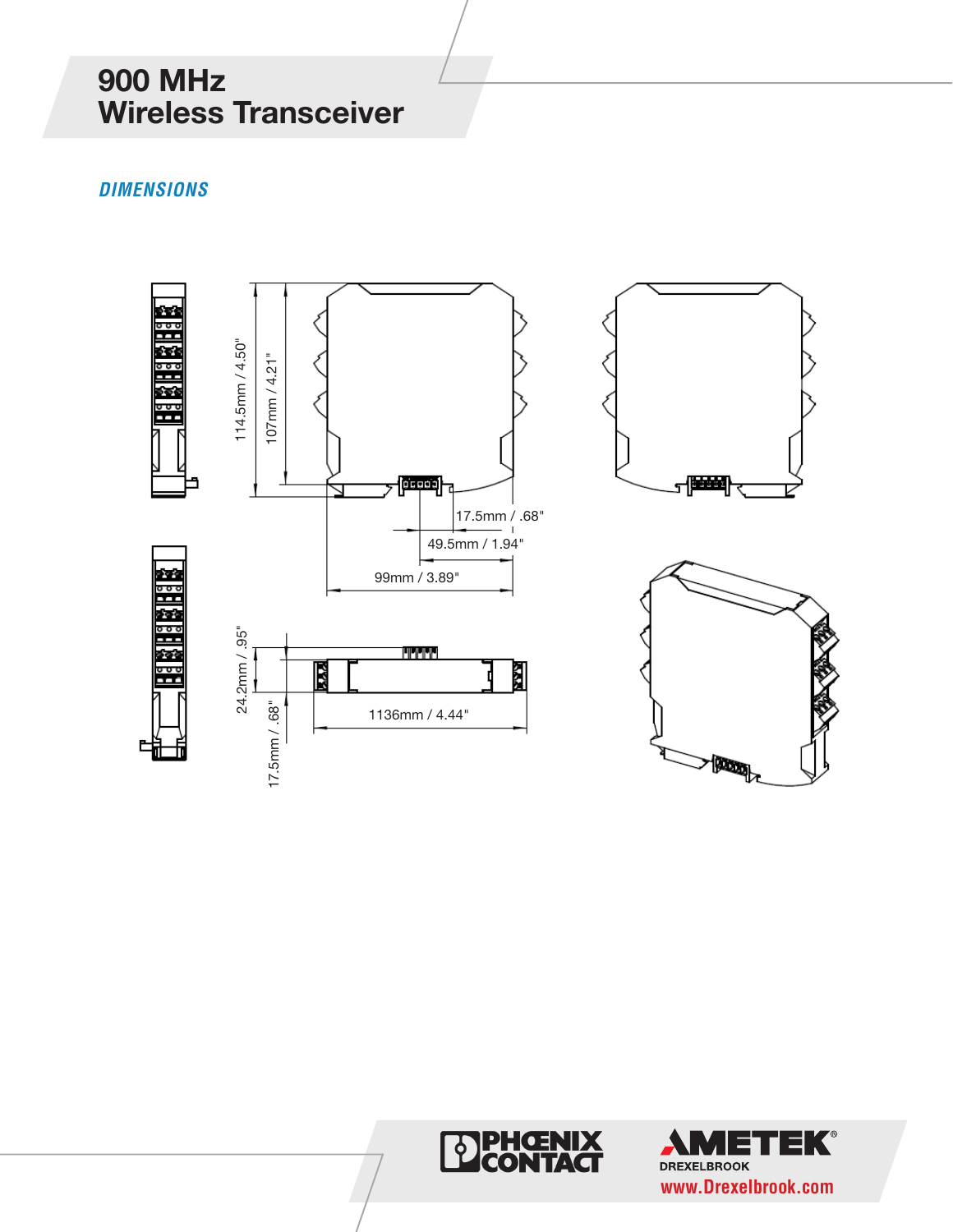# 900 MHz Wireless Transceiver

## *DIMENSIONS*

114.5mm / 4.50"

107mm / 4.21"

17.5mm / .68"

49.5mm / 1.94"

99mm / 3.89"

24.2mm / .95"

17.5mm / .68"

1136mm / 4.44"

PHOENIX CONTACT

AMETEK DREXELBROOK

www.Drexelbrook.com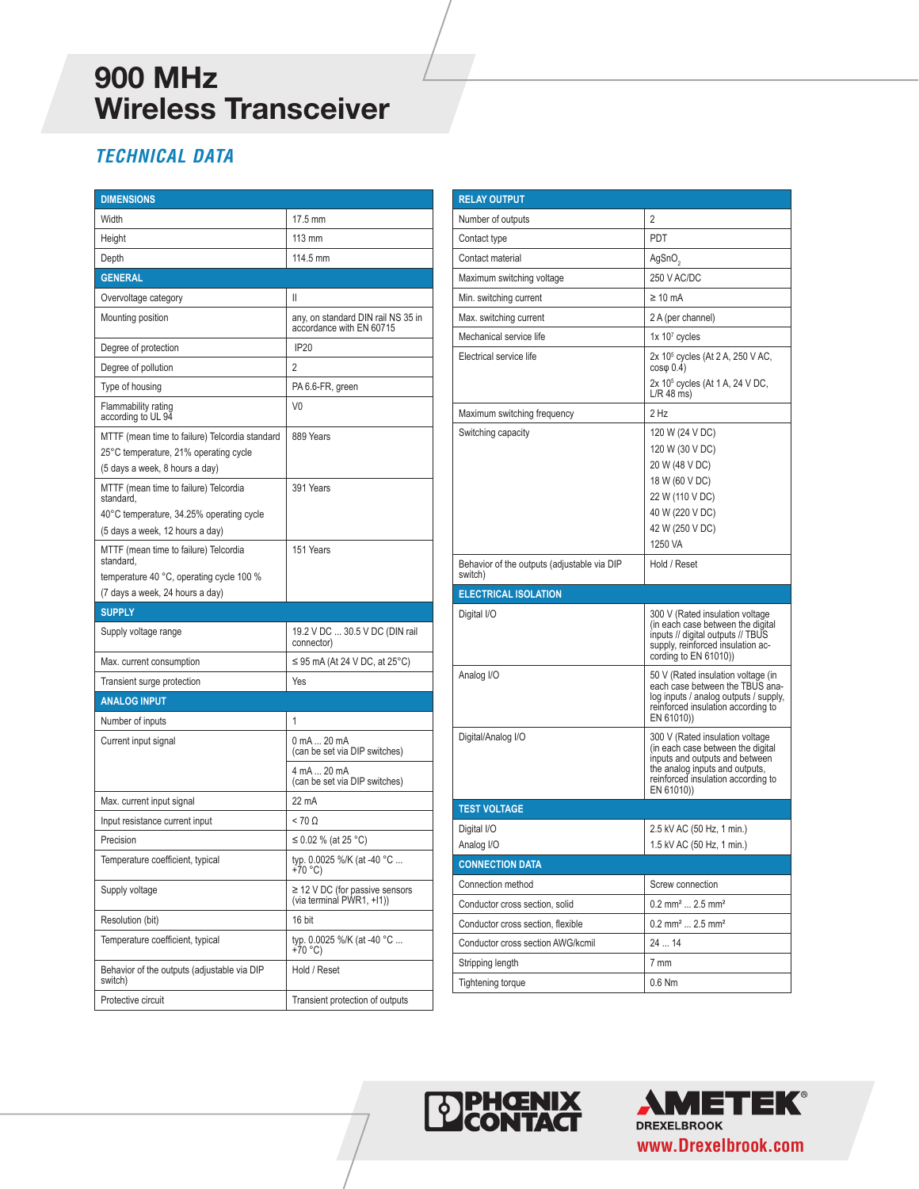# 900 MHz Wireless Transceiver

## TECHNICAL DATA

| DIMENSIONS | |
|---|---|
| Width | 17.5 mm |
| Height | 113 mm |
| Depth | 114.5 mm |
| **GENERAL** | |
| Overvoltage category | II |
| Mounting position | any, on standard DIN rail NS 35 in accordance with EN 60715 |
| Degree of protection | IP20 |
| Degree of pollution | 2 |
| Type of housing | PA 6.6-FR, green |
| Flammability rating according to UL 94 | V0 |
| MTTF (mean time to failure) Telcordia standard 25°C temperature, 21% operating cycle (5 days a week, 8 hours a day) | 889 Years |
| MTTF (mean time to failure) Telcordia standard, 40°C temperature, 34.25% operating cycle (5 days a week, 12 hours a day) | 391 Years |
| MTTF (mean time to failure) Telcordia standard, temperature 40 °C, operating cycle 100 % (7 days a week, 24 hours a day) | 151 Years |
| **SUPPLY** | |
| Supply voltage range | 19.2 V DC ... 30.5 V DC (DIN rail connector) |
| Max. current consumption | ≤ 95 mA (At 24 V DC, at 25°C) |
| Transient surge protection | Yes |
| **ANALOG INPUT** | |
| Number of inputs | 1 |
| Current input signal | 0 mA ... 20 mA (can be set via DIP switches) |
| | 4 mA ... 20 mA (can be set via DIP switches) |
| Max. current input signal | 22 mA |
| Input resistance current input | < 70 Ω |
| Precision | ≤ 0.02 % (at 25 °C) |
| Temperature coefficient, typical | typ. 0.0025 %/K (at -40 °C ... +70 °C) |
| Supply voltage | ≥ 12 V DC (for passive sensors (via terminal PWR1, +I1)) |
| Resolution (bit) | 16 bit |
| Temperature coefficient, typical | typ. 0.0025 %/K (at -40 °C ... +70 °C) |
| Behavior of the outputs (adjustable via DIP switch) | Hold / Reset |
| Protective circuit | Transient protection of outputs |

| RELAY OUTPUT | |
|---|---|
| Number of outputs | 2 |
| Contact type | PDT |
| Contact material | $AgSnO_2$ |
| Maximum switching voltage | 250 V AC/DC |
| Min. switching current | ≥ 10 mA |
| Max. switching current | 2 A (per channel) |
| Mechanical service life | 1x $10^7$ cycles |
| Electrical service life | 2x $10^5$ cycles (At 2 A, 250 V AC, cosφ 0.4)<br>2x $10^5$ cycles (At 1 A, 24 V DC, L/R 48 ms) |
| Maximum switching frequency | 2 Hz |
| Switching capacity | 120 W (24 V DC)<br>120 W (30 V DC)<br>20 W (48 V DC)<br>18 W (60 V DC)<br>22 W (110 V DC)<br>40 W (220 V DC)<br>42 W (250 V DC)<br>1250 VA |
| Behavior of the outputs (adjustable via DIP switch) | Hold / Reset |
| **ELECTRICAL ISOLATION** | |
| Digital I/O | 300 V (Rated insulation voltage (in each case between the digital inputs // digital outputs // TBUS supply, reinforced insulation according to EN 61010)) |
| Analog I/O | 50 V (Rated insulation voltage (in each case between the TBUS analog inputs / analog outputs / supply, reinforced insulation according to EN 61010)) |
| Digital/Analog I/O | 300 V (Rated insulation voltage (in each case between the digital inputs and outputs and between the analog inputs and outputs, reinforced insulation according to EN 61010)) |
| **TEST VOLTAGE** | |
| Digital I/O | 2.5 kV AC (50 Hz, 1 min.) |
| Analog I/O | 1.5 kV AC (50 Hz, 1 min.) |
| **CONNECTION DATA** | |
| Connection method | Screw connection |
| Conductor cross section, solid | 0.2 mm² ... 2.5 mm² |
| Conductor cross section, flexible | 0.2 mm² ... 2.5 mm² |
| Conductor cross section AWG/kcmil | 24 ... 14 |
| Stripping length | 7 mm |
| Tightening torque | 0.6 Nm |

PHOENIX CONTACT

AMETEK DREXELBROOK

www.Drexelbrook.com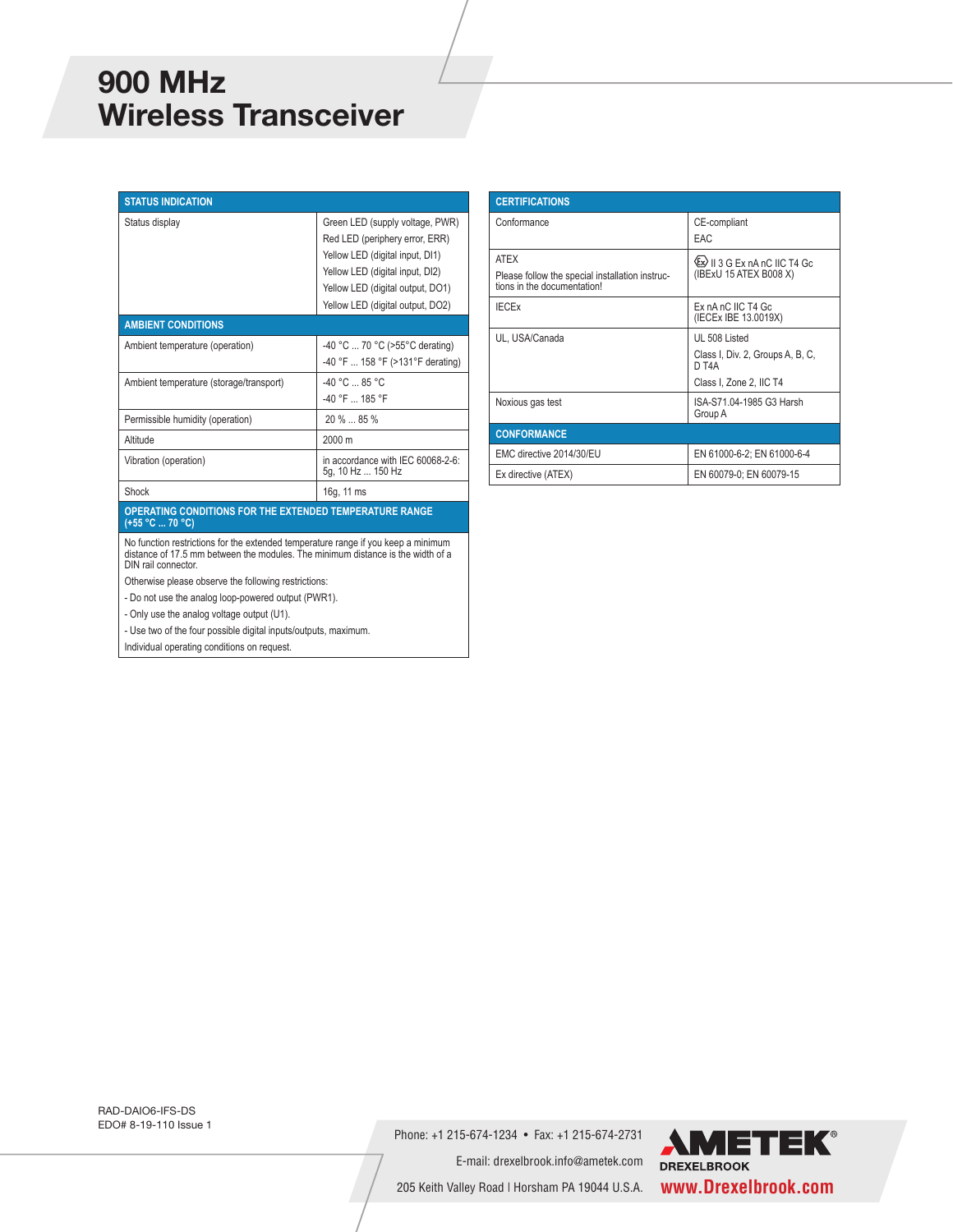# 900 MHz Wireless Transceiver

| STATUS INDICATION | |
|---|---|
| Status display | Green LED (supply voltage, PWR)<br>Red LED (periphery error, ERR)<br>Yellow LED (digital input, DI1)<br>Yellow LED (digital input, DI2)<br>Yellow LED (digital output, DO1)<br>Yellow LED (digital output, DO2) |
| **AMBIENT CONDITIONS** | |
| Ambient temperature (operation) | -40 °C ... 70 °C (>55°C derating)<br>-40 °F ... 158 °F (>131°F derating) |
| Ambient temperature (storage/transport) | -40 °C ... 85 °C<br>-40 °F ... 185 °F |
| Permissible humidity (operation) | 20 % ... 85 % |
| Altitude | 2000 m |
| Vibration (operation) | in accordance with IEC 60068-2-6: 5g, 10 Hz ... 150 Hz |
| Shock | 16g, 11 ms |

**OPERATING CONDITIONS FOR THE EXTENDED TEMPERATURE RANGE (+55 °C ... 70 °C)**

No function restrictions for the extended temperature range if you keep a minimum distance of 17.5 mm between the modules. The minimum distance is the width of a DIN rail connector.

Otherwise please observe the following restrictions:

- Do not use the analog loop-powered output (PWR1).
- Only use the analog voltage output (U1).
- Use two of the four possible digital inputs/outputs, maximum.

Individual operating conditions on request.

| CERTIFICATIONS | |
|---|---|
| Conformance | CE-compliant<br>EAC |
| ATEX<br>Please follow the special installation instructions in the documentation! | Ex II 3 G Ex nA nC IIC T4 Gc (IBExU 15 ATEX B008 X) |
| IECEx | Ex nA nC IIC T4 Gc (IECEx IBE 13.0019X) |
| UL, USA/Canada | UL 508 Listed<br>Class I, Div. 2, Groups A, B, C, D T4A<br>Class I, Zone 2, IIC T4 |
| Noxious gas test | ISA-S71.04-1985 G3 Harsh Group A |
| **CONFORMANCE** | |
| EMC directive 2014/30/EU | EN 61000-6-2; EN 61000-6-4 |
| Ex directive (ATEX) | EN 60079-0; EN 60079-15 |

RAD-DAIO6-IFS-DS
EDO# 8-19-110 Issue 1

Phone: +1 215-674-1234 • Fax: +1 215-674-2731
E-mail: drexelbrook.info@ametek.com
205 Keith Valley Road | Horsham PA 19044 U.S.A.

AMETEK® DREXELBROOK
www.Drexelbrook.com